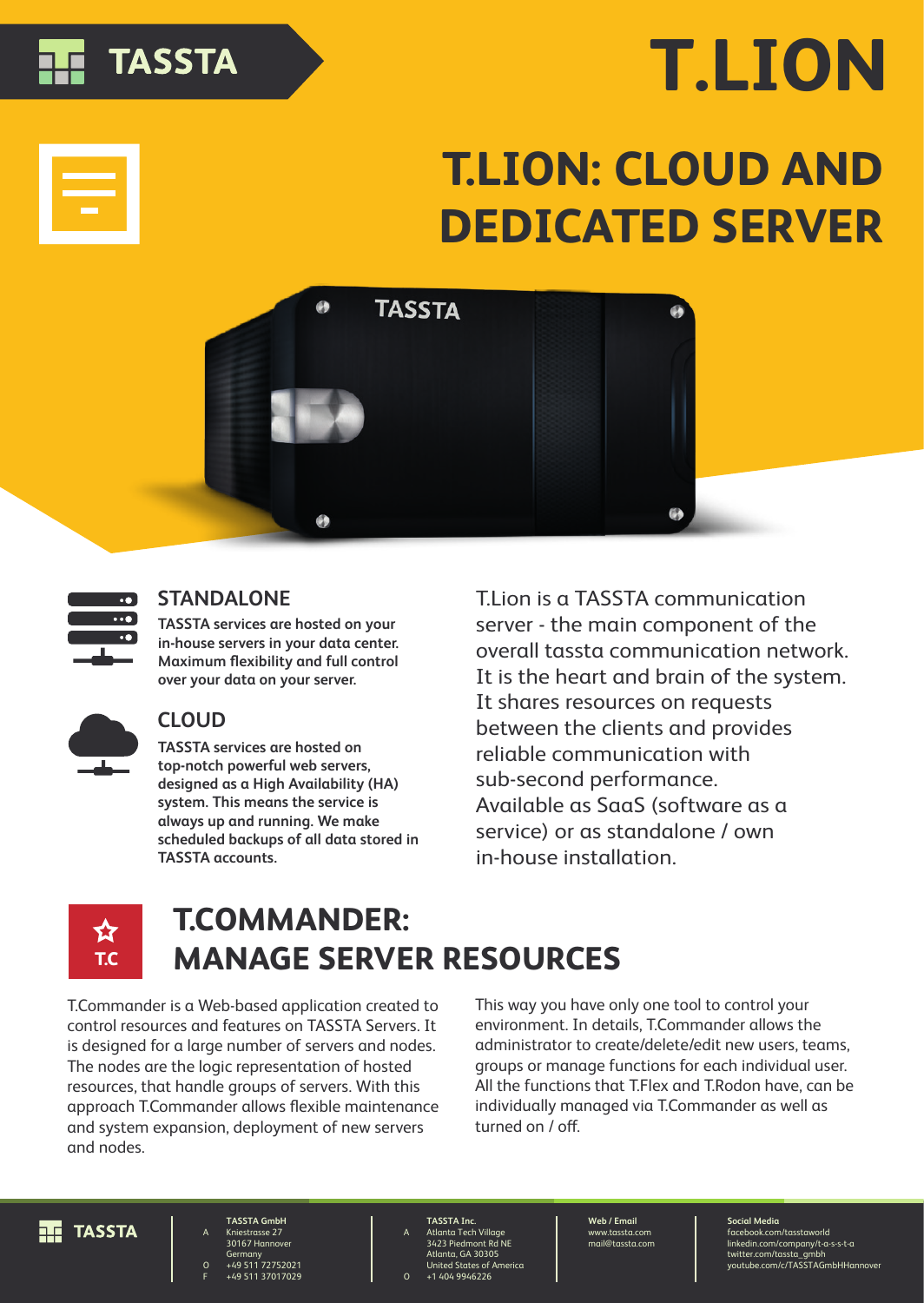# T.LION

## T.LION: CLOUD AND DEDICATED SERVER

### STANDALONE

**TASSTA services are hosted on your in-house servers in your data center. Maximum flexibility and full control over your data on your server.**

### CLOUD

**TASSTA services are hosted on top-notch powerful web servers, designed as a High Availability (HA) system. This means the service is always up and running. We make scheduled backups of all data stored in TASSTA accounts.**

T.Lion is a TASSTA communication server - the main component of the overall tassta communication network. It is the heart and brain of the system. It shares resources on requests between the clients and provides reliable communication with sub-second performance. Available as SaaS (software as a service) or as standalone / own in-house installation.

## T.COMMANDER: MANAGE SERVER RESOURCES

T.Commander is a Web-based application created to control resources and features on TASSTA Servers. It is designed for a large number of servers and nodes. The nodes are the logic representation of hosted resources, that handle groups of servers. With this approach T.Commander allows flexible maintenance and system expansion, deployment of new servers and nodes.

This way you have only one tool to control your environment. In details, T.Commander allows the administrator to create/delete/edit new users, teams, groups or manage functions for each individual user. All the functions that T.Flex and T.Rodon have, can be individually managed via T.Commander as well as turned on / off.

**TASSTA GmbH**
A Kniestrasse 27
30167 Hannover
Germany
O +49 511 72752021
F +49 511 37017029

**TASSTA Inc.**
A Atlanta Tech Village
3423 Piedmont Rd NE
Atlanta, GA 30305
United States of America
O +1 404 9946226

**Web / Email**
www.tassta.com
mail@tassta.com

**Social Media**
facebook.com/tasstaworld
linkedin.com/company/t-a-s-s-t-a
twitter.com/tassta_gmbh
youtube.com/c/TASSTAGmbHHannover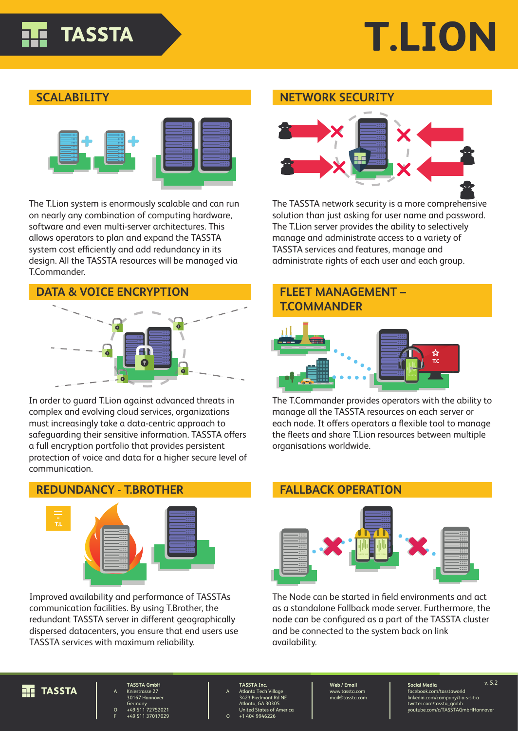# T.LION

## SCALABILITY

The T.Lion system is enormously scalable and can run on nearly any combination of computing hardware, software and even multi-server architectures. This allows operators to plan and expand the TASSTA system cost efficiently and add redundancy in its design. All the TASSTA resources will be managed via T.Commander.

## DATA & VOICE ENCRYPTION

In order to guard T.Lion against advanced threats in complex and evolving cloud services, organizations must increasingly take a data-centric approach to safeguarding their sensitive information. TASSTA offers a full encryption portfolio that provides persistent protection of voice and data for a higher secure level of communication.

## REDUNDANCY - T.BROTHER

Improved availability and performance of TASSTAs communication facilities. By using T.Brother, the redundant TASSTA server in different geographically dispersed datacenters, you ensure that end users use TASSTA services with maximum reliability.

## NETWORK SECURITY

The TASSTA network security is a more comprehensive solution than just asking for user name and password. The T.Lion server provides the ability to selectively manage and administrate access to a variety of TASSTA services and features, manage and administrate rights of each user and each group.

## FLEET MANAGEMENT – T.COMMANDER

The T.Commander provides operators with the ability to manage all the TASSTA resources on each server or each node. It offers operators a flexible tool to manage the fleets and share T.Lion resources between multiple organisations worldwide.

## FALLBACK OPERATION

The Node can be started in field environments and act as a standalone Fallback mode server. Furthermore, the node can be configured as a part of the TASSTA cluster and be connected to the system back on link availability.

---

TASSTA

**TASSTA GmbH**
A Kniestrasse 27
30167 Hannover
Germany
O +49 511 72752021
F +49 511 37017029

**TASSTA Inc.**
A Atlanta Tech Village
3423 Piedmont Rd NE
Atlanta, GA 30305
United States of America
O +1 404 9946226

**Web / Email**
www.tassta.com
mail@tassta.com

**Social Media**
facebook.com/tasstaworld
linkedin.com/company/t-a-s-s-t-a
twitter.com/tassta_gmbh
youtube.com/c/TASSTAGmbHHannover

v. 5.2